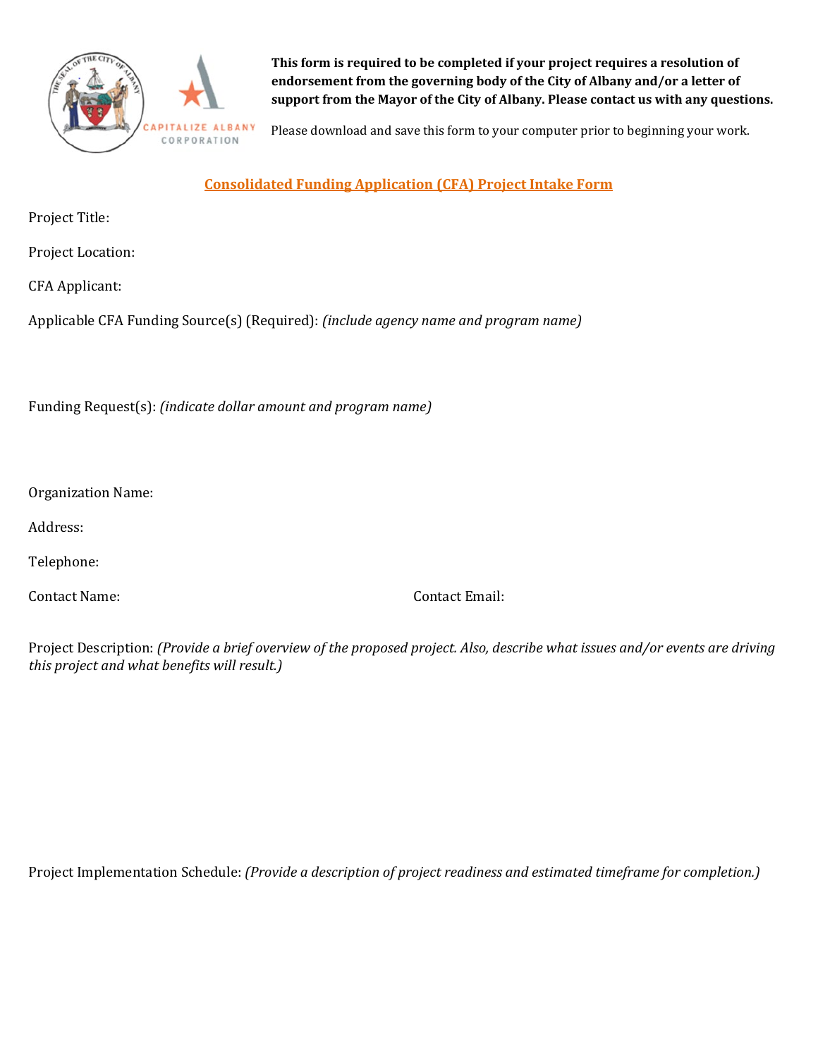**This form is required to be completed if your project requires a resolution of endorsement from the governing body of the City of Albany and/or a letter of support from the Mayor of the City of Albany. Please contact us with any questions.**

Please download and save this form to your computer prior to beginning your work.

## Consolidated Funding Application (CFA) Project Intake Form

Project Title:

Project Location:

CFA Applicant:

Applicable CFA Funding Source(s) (Required): *(include agency name and program name)*

Funding Request(s): *(indicate dollar amount and program name)*

Organization Name:

Address:

Telephone:

Contact Name:

Contact Email:

Project Description: *(Provide a brief overview of the proposed project. Also, describe what issues and/or events are driving this project and what benefits will result.)*

Project Implementation Schedule: *(Provide a description of project readiness and estimated timeframe for completion.)*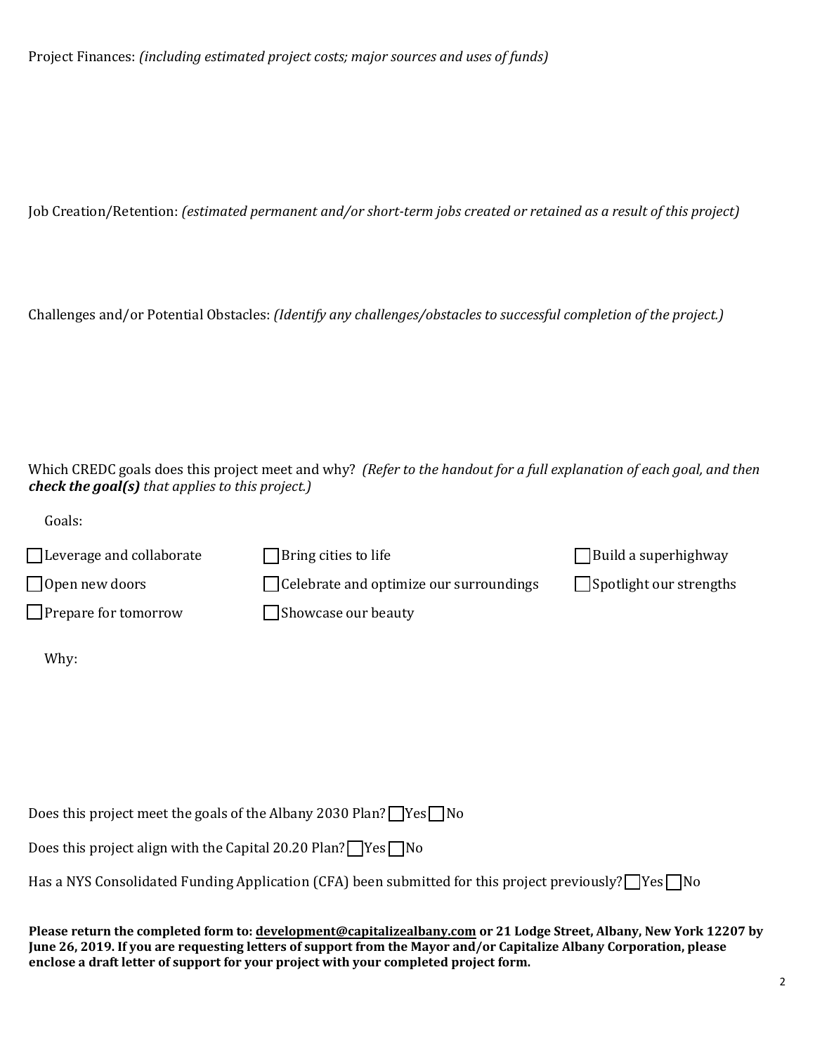Project Finances: *(including estimated project costs; major sources and uses of funds)*

Job Creation/Retention: *(estimated permanent and/or short-term jobs created or retained as a result of this project)*

Challenges and/or Potential Obstacles: *(Identify any challenges/obstacles to successful completion of the project.)*

Which CREDC goals does this project meet and why? *(Refer to the handout for a full explanation of each goal, and then* ***check the goal(s)*** *that applies to this project.)*

Goals:

- ☐ Leverage and collaborate
- ☐ Bring cities to life
- ☐ Build a superhighway
- ☐ Open new doors
- ☐ Celebrate and optimize our surroundings
- ☐ Spotlight our strengths
- ☐ Prepare for tomorrow
- ☐ Showcase our beauty

Why:

Does this project meet the goals of the Albany 2030 Plan? ☐ Yes ☐ No

Does this project align with the Capital 20.20 Plan? ☐ Yes ☐ No

Has a NYS Consolidated Funding Application (CFA) been submitted for this project previously? ☐ Yes ☐ No

**Please return the completed form to: development@capitalizealbany.com or 21 Lodge Street, Albany, New York 12207 by June 26, 2019. If you are requesting letters of support from the Mayor and/or Capitalize Albany Corporation, please enclose a draft letter of support for your project with your completed project form.**